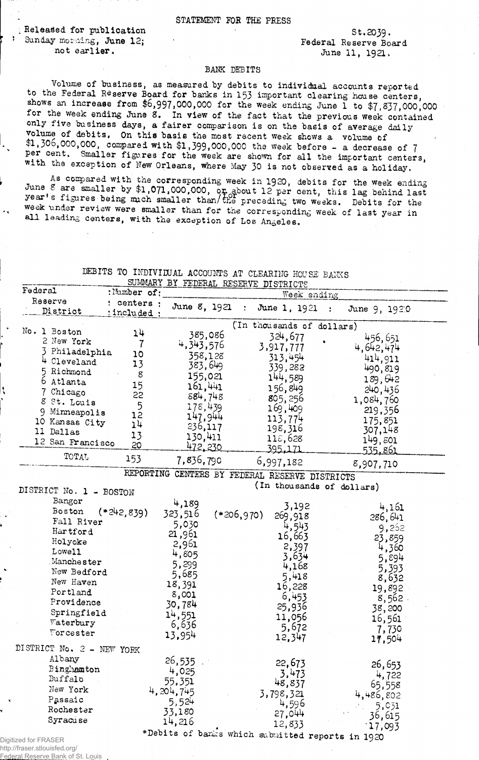STATEMENT FOR THE PRESS

Released for publication Sunday morning, June 12; not earlier.

St.2039.
Federal Reserve Board
June 11, 1921.

## BANK DEBITS

Volume of business, as measured by debits to individual accounts reported to the Federal Reserve Board for banks in 153 important clearing house centers, shows an increase from $6,997,000,000 for the week ending June 1 to $7,837,000,000 for the week ending June 8. In view of the fact that the previous week contained only five business days, a fairer comparison is on the basis of average daily volume of debits. On this basis the most recent week shows a volume of $1,306,000,000, compared with $1,399,000,000 the week before - a decrease of 7 per cent. Smaller figures for the week are shown for all the important centers, with the exception of New Orleans, where May 30 is not observed as a holiday.

As compared with the corresponding week in 1920, debits for the week ending June 8 are smaller by $1,071,000,000, or about 12 per cent, this lag behind last year's figures being much smaller than the preceding two weeks. Debits for the week under review were smaller than for the corresponding week of last year in all leading centers, with the exception of Los Angeles.

### DEBITS TO INDIVIDUAL ACCOUNTS AT CLEARING HOUSE BANKS

SUMMARY BY FEDERAL RESERVE DISTRICTS

| Federal Reserve District | Number of centers included | Week ending June 8, 1921 | June 1, 1921 | June 9, 1920 |
|---|---|---|---|---|
| | | (In thousands of dollars) | | |
| No. 1 Boston | 14 | 385,086 | 324,677 | 456,651 |
| 2 New York | 7 | 4,343,576 | 3,917,777 | 4,642,474 |
| 3 Philadelphia | 10 | 358,128 | 313,454 | 414,911 |
| 4 Cleveland | 13 | 383,649 | 339,282 | 490,819 |
| 5 Richmond | 8 | 155,021 | 144,589 | 189,642 |
| 6 Atlanta | 15 | 161,441 | 156,849 | 240,436 |
| 7 Chicago | 22 | 884,748 | 805,256 | 1,084,760 |
| 8 St. Louis | 5 | 178,439 | 169,409 | 219,356 |
| 9 Minneapolis | 12 | 147,944 | 113,774 | 175,851 |
| 10 Kansas City | 14 | 236,117 | 198,316 | 307,148 |
| 11 Dallas | 13 | 130,411 | 118,628 | 149,801 |
| 12 San Francisco | 20 | 472,230 | 395,171 | 535,861 |
| TOTAL | 153 | 7,836,790 | 6,997,182 | 8,907,710 |

REPORTING CENTERS BY FEDERAL RESERVE DISTRICTS

| | June 8, 1921 | June 1, 1921 | June 9, 1920 |
|---|---|---|---|
| | (In thousands of dollars) | | |
| **DISTRICT No. 1 - BOSTON** | | | |
| Bangor | 4,189 | 3,192 | 4,161 |
| Boston (*242,839) | 323,516 | (*206,970) 269,918 | 286,641 |
| Fall River | 5,030 | 4,543 | 9,252 |
| Hartford | 21,961 | 16,663 | 23,859 |
| Holyoke | 2,961 | 2,397 | 4,360 |
| Lowell | 4,805 | 3,634 | 5,894 |
| Manchester | 5,299 | 4,168 | 5,393 |
| New Bedford | 5,685 | 5,418 | 8,632 |
| New Haven | 18,391 | 16,228 | 19,892 |
| Portland | 8,001 | 6,453 | 8,562 |
| Providence | 30,784 | 25,936 | 38,200 |
| Springfield | 14,551 | 11,056 | 16,561 |
| Waterbury | 6,636 | 5,672 | 7,730 |
| Worcester | 13,954 | 12,347 | 17,504 |
| **DISTRICT No. 2 - NEW YORK** | | | |
| Albany | 26,535 | 22,673 | 26,653 |
| Binghamton | 4,025 | 3,473 | 4,722 |
| Buffalo | 55,351 | 48,837 | 65,558 |
| New York | 4,204,745 | 3,798,321 | 4,486,802 |
| Passaic | 5,524 | 4,596 | 5,031 |
| Rochester | 33,180 | 27,044 | 36,615 |
| Syracuse | 14,216 | 12,833 | 17,093 |

*Debits of banks which submitted reports in 1920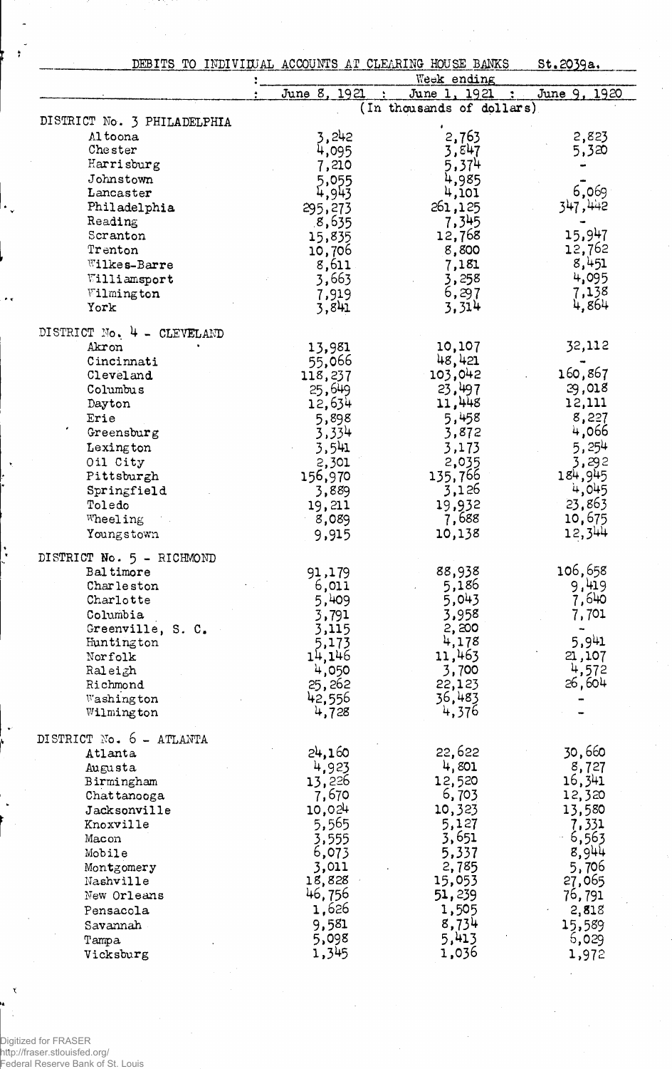DEBITS TO INDIVIDUAL ACCOUNTS AT CLEARING HOUSE BANKS St.2039a.

| | Week ending | | |
|---|---|---|---|
| | June 8, 1921 | June 1, 1921 | June 9, 1920 |
| | (In thousands of dollars) | | |
| DISTRICT No. 3 PHILADELPHIA | | | |
| Altoona | 3,242 | 2,763 | 2,823 |
| Chester | 4,095 | 3,847 | 5,320 |
| Harrisburg | 7,210 | 5,374 | - |
| Johnstown | 5,055 | 4,985 | - |
| Lancaster | 4,943 | 4,101 | 6,069 |
| Philadelphia | 295,273 | 261,125 | 347,442 |
| Reading | 8,635 | 7,345 | - |
| Scranton | 15,835 | 12,768 | 15,947 |
| Trenton | 10,706 | 8,800 | 12,762 |
| Wilkes-Barre | 8,611 | 7,181 | 8,451 |
| Williamsport | 3,663 | 3,258 | 4,095 |
| Wilmington | 7,919 | 6,297 | 7,138 |
| York | 3,841 | 3,314 | 4,864 |
| DISTRICT No. 4 - CLEVELAND | | | |
| Akron | 13,981 | 10,107 | 32,112 |
| Cincinnati | 55,066 | 48,421 | - |
| Cleveland | 118,237 | 103,042 | 160,867 |
| Columbus | 25,649 | 23,497 | 29,018 |
| Dayton | 12,634 | 11,448 | 12,111 |
| Erie | 5,898 | 5,458 | 8,227 |
| Greensburg | 3,334 | 3,872 | 4,066 |
| Lexington | 3,541 | 3,173 | 5,254 |
| Oil City | 2,301 | 2,035 | 3,292 |
| Pittsburgh | 156,970 | 135,766 | 184,945 |
| Springfield | 3,889 | 3,126 | 4,045 |
| Toledo | 19,211 | 19,932 | 23,863 |
| Wheeling | 8,089 | 7,688 | 10,675 |
| Youngstown | 9,915 | 10,138 | 12,344 |
| DISTRICT No. 5 - RICHMOND | | | |
| Baltimore | 91,179 | 88,938 | 106,658 |
| Charleston | 6,011 | 5,186 | 9,419 |
| Charlotte | 5,409 | 5,043 | 7,640 |
| Columbia | 3,791 | 3,958 | 7,701 |
| Greenville, S. C. | 3,115 | 2,200 | - |
| Huntington | 5,173 | 4,178 | 5,941 |
| Norfolk | 14,146 | 11,463 | 21,107 |
| Raleigh | 4,050 | 3,700 | 4,572 |
| Richmond | 25,262 | 22,123 | 26,604 |
| Washington | 42,556 | 36,483 | - |
| Wilmington | 4,728 | 4,376 | - |
| DISTRICT No. 6 - ATLANTA | | | |
| Atlanta | 24,160 | 22,622 | 30,660 |
| Augusta | 4,923 | 4,801 | 8,727 |
| Birmingham | 13,226 | 12,520 | 16,341 |
| Chattanooga | 7,670 | 6,703 | 12,320 |
| Jacksonville | 10,024 | 10,323 | 13,580 |
| Knoxville | 5,565 | 5,127 | 7,331 |
| Macon | 3,555 | 3,651 | 6,563 |
| Mobile | 6,073 | 5,337 | 8,944 |
| Montgomery | 3,011 | 2,785 | 5,706 |
| Nashville | 18,828 | 15,053 | 27,065 |
| New Orleans | 46,756 | 51,239 | 76,791 |
| Pensacola | 1,626 | 1,505 | 2,818 |
| Savannah | 9,581 | 8,734 | 15,589 |
| Tampa | 5,098 | 5,413 | 6,029 |
| Vicksburg | 1,345 | 1,036 | 1,972 |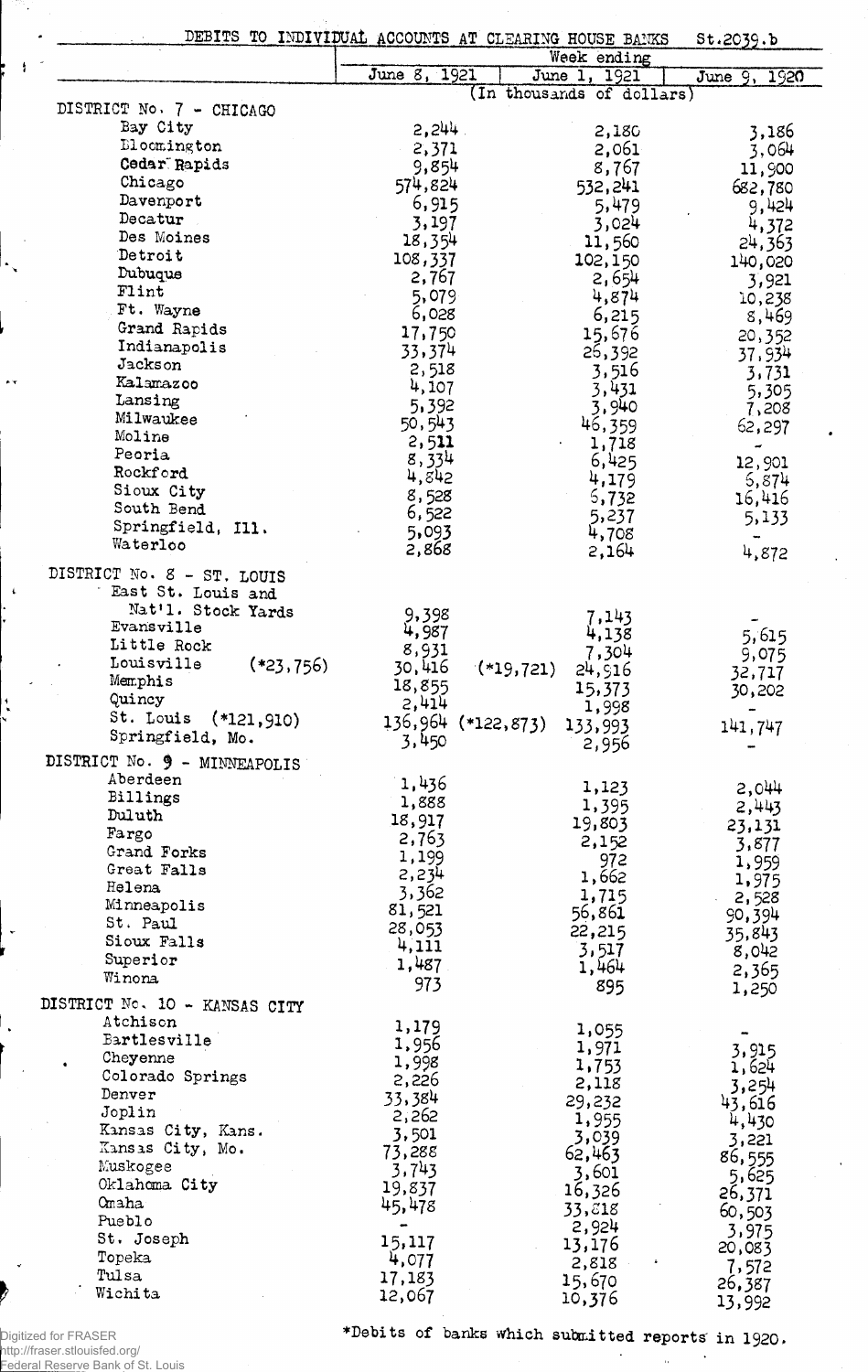DEBITS TO INDIVIDUAL ACCOUNTS AT CLEARING HOUSE BANKS St.2039.b

| | Week ending | | |
|---|---|---|---|
| | June 8, 1921 | June 1, 1921 | June 9, 1920 |
| | (In thousands of dollars) | | |
| **DISTRICT No. 7 - CHICAGO** | | | |
| Bay City | 2,244 | 2,180 | 3,186 |
| Bloomington | 2,371 | 2,061 | 3,064 |
| Cedar Rapids | 9,854 | 8,767 | 11,900 |
| Chicago | 574,824 | 532,241 | 682,780 |
| Davenport | 6,915 | 5,479 | 9,424 |
| Decatur | 3,197 | 3,024 | 4,372 |
| Des Moines | 18,354 | 11,560 | 24,363 |
| Detroit | 108,337 | 102,150 | 140,020 |
| Dubuque | 2,767 | 2,654 | 3,921 |
| Flint | 5,079 | 4,874 | 10,238 |
| Ft. Wayne | 6,028 | 6,215 | 8,469 |
| Grand Rapids | 17,750 | 15,676 | 20,352 |
| Indianapolis | 33,374 | 26,392 | 37,934 |
| Jackson | 2,518 | 3,516 | 3,731 |
| Kalamazoo | 4,107 | 3,431 | 5,305 |
| Lansing | 5,392 | 3,940 | 7,208 |
| Milwaukee | 50,543 | 46,359 | 62,297 |
| Moline | 2,511 | 1,718 | - |
| Peoria | 8,334 | 6,425 | 12,901 |
| Rockford | 4,842 | 4,179 | 6,874 |
| Sioux City | 8,528 | 6,732 | 16,416 |
| South Bend | 6,522 | 5,237 | 5,133 |
| Springfield, Ill. | 5,093 | 4,708 | - |
| Waterloo | 2,868 | 2,164 | 4,872 |
| **DISTRICT No. 8 - ST. LOUIS** | | | |
| East St. Louis and Nat'l. Stock Yards | 9,398 | 7,143 | - |
| Evansville | 4,987 | 4,138 | 5,615 |
| Little Rock | 8,931 | 7,304 | 9,075 |
| Louisville (*23,756) | 30,416 (*19,721) | 24,916 | 32,717 |
| Memphis | 18,855 | 15,373 | 30,202 |
| Quincy | 2,414 | 1,998 | - |
| St. Louis (*121,910) | 136,964 (*122,873) | 133,993 | 141,747 |
| Springfield, Mo. | 3,450 | 2,956 | - |
| **DISTRICT No. 9 - MINNEAPOLIS** | | | |
| Aberdeen | 1,436 | 1,123 | 2,044 |
| Billings | 1,888 | 1,395 | 2,443 |
| Duluth | 18,917 | 19,803 | 23,131 |
| Fargo | 2,763 | 2,152 | 3,877 |
| Grand Forks | 1,199 | 972 | 1,959 |
| Great Falls | 2,234 | 1,662 | 1,975 |
| Helena | 3,362 | 1,715 | 2,528 |
| Minneapolis | 81,521 | 56,861 | 90,394 |
| St. Paul | 28,053 | 22,215 | 35,843 |
| Sioux Falls | 4,111 | 3,517 | 8,042 |
| Superior | 1,487 | 1,464 | 2,365 |
| Winona | 973 | 895 | 1,250 |
| **DISTRICT No. 10 - KANSAS CITY** | | | |
| Atchison | 1,179 | 1,055 | - |
| Bartlesville | 1,956 | 1,971 | 3,915 |
| Cheyenne | 1,998 | 1,753 | 1,624 |
| Colorado Springs | 2,226 | 2,118 | 3,254 |
| Denver | 33,384 | 29,232 | 43,616 |
| Joplin | 2,262 | 1,955 | 4,430 |
| Kansas City, Kans. | 3,501 | 3,039 | 3,221 |
| Kansas City, Mo. | 73,288 | 62,463 | 86,555 |
| Muskogee | 3,743 | 3,601 | 5,625 |
| Oklahoma City | 19,837 | 16,326 | 26,371 |
| Omaha | 45,478 | 33,818 | 60,503 |
| Pueblo | - | 2,924 | 3,975 |
| St. Joseph | 15,117 | 13,176 | 20,083 |
| Topeka | 4,077 | 2,818 | 7,572 |
| Tulsa | 17,183 | 15,670 | 26,387 |
| Wichita | 12,067 | 10,376 | 13,992 |

*Debits of banks which submitted reports in 1920.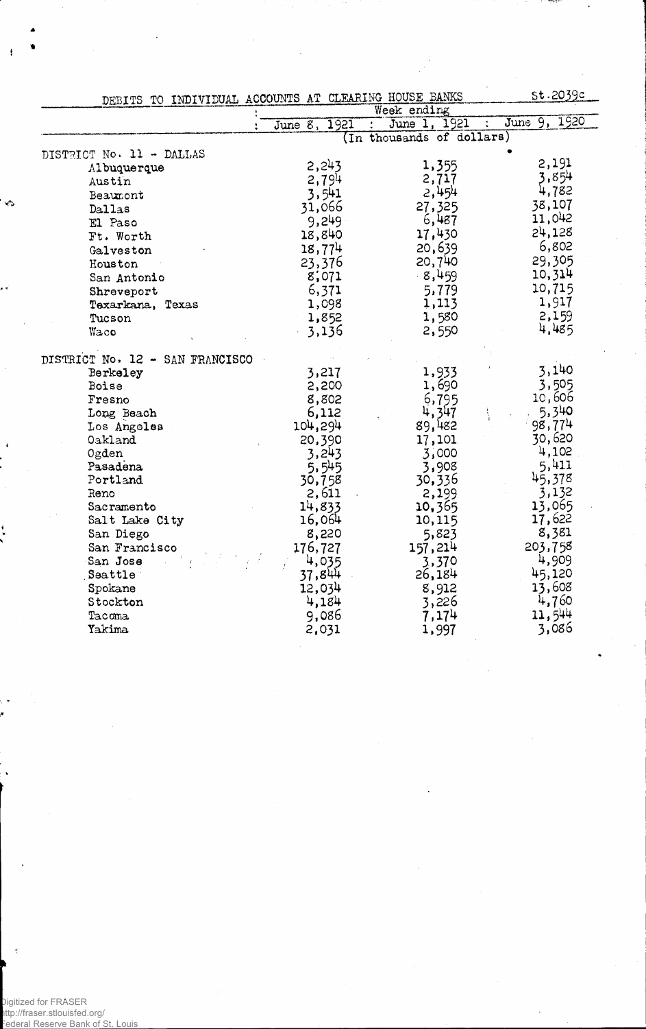St.2039c

## DEBITS TO INDIVIDUAL ACCOUNTS AT CLEARING HOUSE BANKS

| | Week ending June 8, 1921 | Week ending June 1, 1921 | Week ending June 9, 1920 |
|---|---|---|---|
| | (In thousands of dollars) | | |
| **DISTRICT No. 11 - DALLAS** | | | |
| Albuquerque | 2,243 | 1,355 | 2,191 |
| Austin | 2,794 | 2,717 | 3,854 |
| Beaumont | 3,541 | 2,454 | 4,782 |
| Dallas | 31,066 | 27,325 | 38,107 |
| El Paso | 9,249 | 6,487 | 11,042 |
| Ft. Worth | 18,840 | 17,430 | 24,128 |
| Galveston | 18,774 | 20,639 | 6,802 |
| Houston | 23,376 | 20,740 | 29,305 |
| San Antonio | 8,071 | 8,459 | 10,314 |
| Shreveport | 6,371 | 5,779 | 10,715 |
| Texarkana, Texas | 1,098 | 1,113 | 1,917 |
| Tucson | 1,852 | 1,580 | 2,159 |
| Waco | 3,136 | 2,550 | 4,485 |
| **DISTRICT No. 12 - SAN FRANCISCO** | | | |
| Berkeley | 3,217 | 1,933 | 3,140 |
| Boise | 2,200 | 1,690 | 3,505 |
| Fresno | 8,802 | 6,795 | 10,606 |
| Long Beach | 6,112 | 4,347 | 5,340 |
| Los Angeles | 104,294 | 89,482 | 98,774 |
| Oakland | 20,390 | 17,101 | 30,620 |
| Ogden | 3,243 | 3,000 | 4,102 |
| Pasadena | 5,545 | 3,908 | 5,411 |
| Portland | 30,758 | 30,336 | 45,378 |
| Reno | 2,611 | 2,199 | 3,132 |
| Sacramento | 14,833 | 10,365 | 13,065 |
| Salt Lake City | 16,064 | 10,115 | 17,622 |
| San Diego | 8,220 | 5,823 | 8,381 |
| San Francisco | 176,727 | 157,214 | 203,758 |
| San Jose | 4,035 | 3,370 | 4,909 |
| Seattle | 37,844 | 26,184 | 45,120 |
| Spokane | 12,034 | 8,912 | 13,608 |
| Stockton | 4,184 | 3,226 | 4,760 |
| Tacoma | 9,086 | 7,174 | 11,544 |
| Yakima | 2,031 | 1,997 | 3,086 |